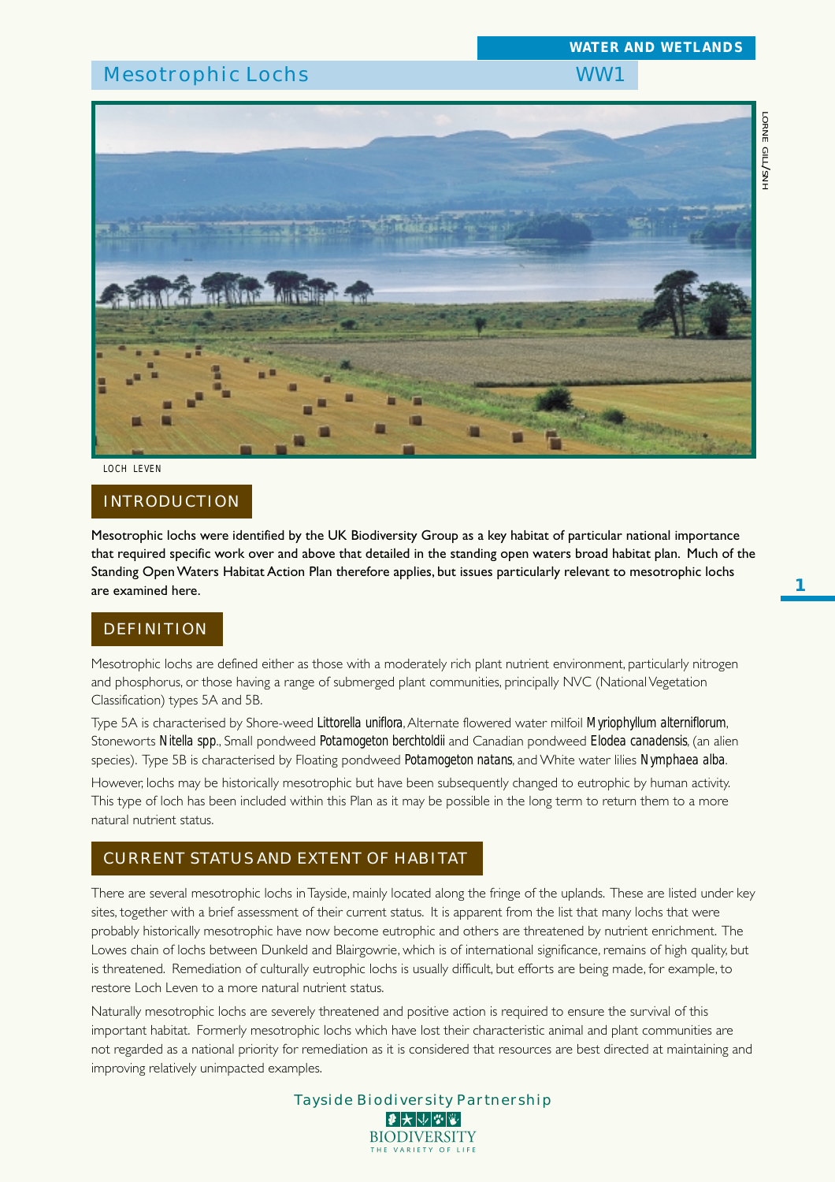# Mesotrophic Lochs

WATER AND WETLANDS

WW1

LOCH LEVEN

## INTRODUCTION

**Mesotrophic lochs were identified by the UK Biodiversity Group as a key habitat of particular national importance that required specific work over and above that detailed in the standing open waters broad habitat plan. Much of the Standing Open Waters Habitat Action Plan therefore applies, but issues particularly relevant to mesotrophic lochs are examined here.**

## DEFINITION

Mesotrophic lochs are defined either as those with a moderately rich plant nutrient environment, particularly nitrogen and phosphorus, or those having a range of submerged plant communities, principally NVC (National Vegetation Classification) types 5A and 5B.

Type 5A is characterised by Shore-weed *Littorella uniflora*, Alternate flowered water milfoil *Myriophyllum alterniflorum*, Stoneworts *Nitella spp.*, Small pondweed *Potamogeton berchtoldii* and Canadian pondweed *Elodea canadensis*, (an alien species). Type 5B is characterised by Floating pondweed *Potamogeton natans*, and White water lilies *Nymphaea alba*.

However, lochs may be historically mesotrophic but have been subsequently changed to eutrophic by human activity. This type of loch has been included within this Plan as it may be possible in the long term to return them to a more natural nutrient status.

## CURRENT STATUS AND EXTENT OF HABITAT

There are several mesotrophic lochs in Tayside, mainly located along the fringe of the uplands. These are listed under key sites, together with a brief assessment of their current status. It is apparent from the list that many lochs that were probably historically mesotrophic have now become eutrophic and others are threatened by nutrient enrichment. The Lowes chain of lochs between Dunkeld and Blairgowrie, which is of international significance, remains of high quality, but is threatened. Remediation of culturally eutrophic lochs is usually difficult, but efforts are being made, for example, to restore Loch Leven to a more natural nutrient status.

Naturally mesotrophic lochs are severely threatened and positive action is required to ensure the survival of this important habitat. Formerly mesotrophic lochs which have lost their characteristic animal and plant communities are not regarded as a national priority for remediation as it is considered that resources are best directed at maintaining and improving relatively unimpacted examples.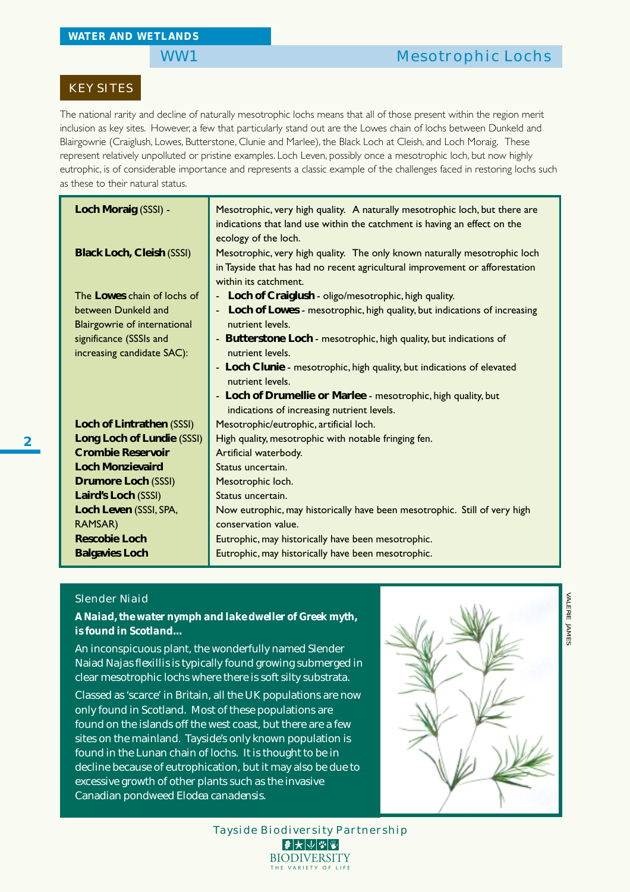## WW1 Mesotrophic Lochs

### KEY SITES

The national rarity and decline of naturally mesotrophic lochs means that all of those present within the region merit inclusion as key sites. However, a few that particularly stand out are the Lowes chain of lochs between Dunkeld and Blairgowrie (Craiglush, Lowes, Butterstone, Clunie and Marlee), the Black Loch at Cleish, and Loch Moraig. These represent relatively unpolluted or pristine examples. Loch Leven, possibly once a mesotrophic loch, but now highly eutrophic, is of considerable importance and represents a classic example of the challenges faced in restoring lochs such as these to their natural status.

| Site | Description |
|---|---|
| **Loch Moraig** (SSSI) - | Mesotrophic, very high quality. A naturally mesotrophic loch, but there are indications that land use within the catchment is having an effect on the ecology of the loch. |
| **Black Loch, Cleish** (SSSI) | Mesotrophic, very high quality. The only known naturally mesotrophic loch in Tayside that has had no recent agricultural improvement or afforestation within its catchment. |
| The **Lowes** chain of lochs of between Dunkeld and Blairgowrie of international significance (SSSIs and increasing candidate SAC): | - **Loch of Craiglush** - oligo/mesotrophic, high quality.<br>- **Loch of Lowes** - mesotrophic, high quality, but indications of increasing nutrient levels.<br>- **Butterstone Loch** - mesotrophic, high quality, but indications of nutrient levels.<br>- **Loch Clunie** - mesotrophic, high quality, but indications of elevated nutrient levels.<br>- **Loch of Drumellie or Marlee** - mesotrophic, high quality, but indications of increasing nutrient levels. |
| **Loch of Lintrathen** (SSSI) | Mesotrophic/eutrophic, artificial loch. |
| **Long Loch of Lundie** (SSSI) | High quality, mesotrophic with notable fringing fen. |
| **Crombie Reservoir** | Artificial waterbody. |
| **Loch Monzievaird** | Status uncertain. |
| **Drumore Loch** (SSSI) | Mesotrophic loch. |
| **Laird's Loch** (SSSI) | Status uncertain. |
| **Loch Leven** (SSSI, SPA, RAMSAR) | Now eutrophic, may historically have been mesotrophic. Still of very high conservation value. |
| **Rescobie Loch** | Eutrophic, may historically have been mesotrophic. |
| **Balgavies Loch** | Eutrophic, may historically have been mesotrophic. |

### Slender Niaid

***A Naiad, the water nymph and lake dweller of Greek myth, is found in Scotland...***

An inconspicuous plant, the wonderfully named Slender Naiad *Najas flexillis* is typically found growing submerged in clear mesotrophic lochs where there is soft silty substrata.

Classed as 'scarce' in Britain, all the UK populations are now only found in Scotland. Most of these populations are found on the islands off the west coast, but there are a few sites on the mainland. Tayside's only known population is found in the Lunan chain of lochs. It is thought to be in decline because of eutrophication, but it may also be due to excessive growth of other plants such as the invasive Canadian pondweed *Elodea canadensis*.

VALERIE JAMES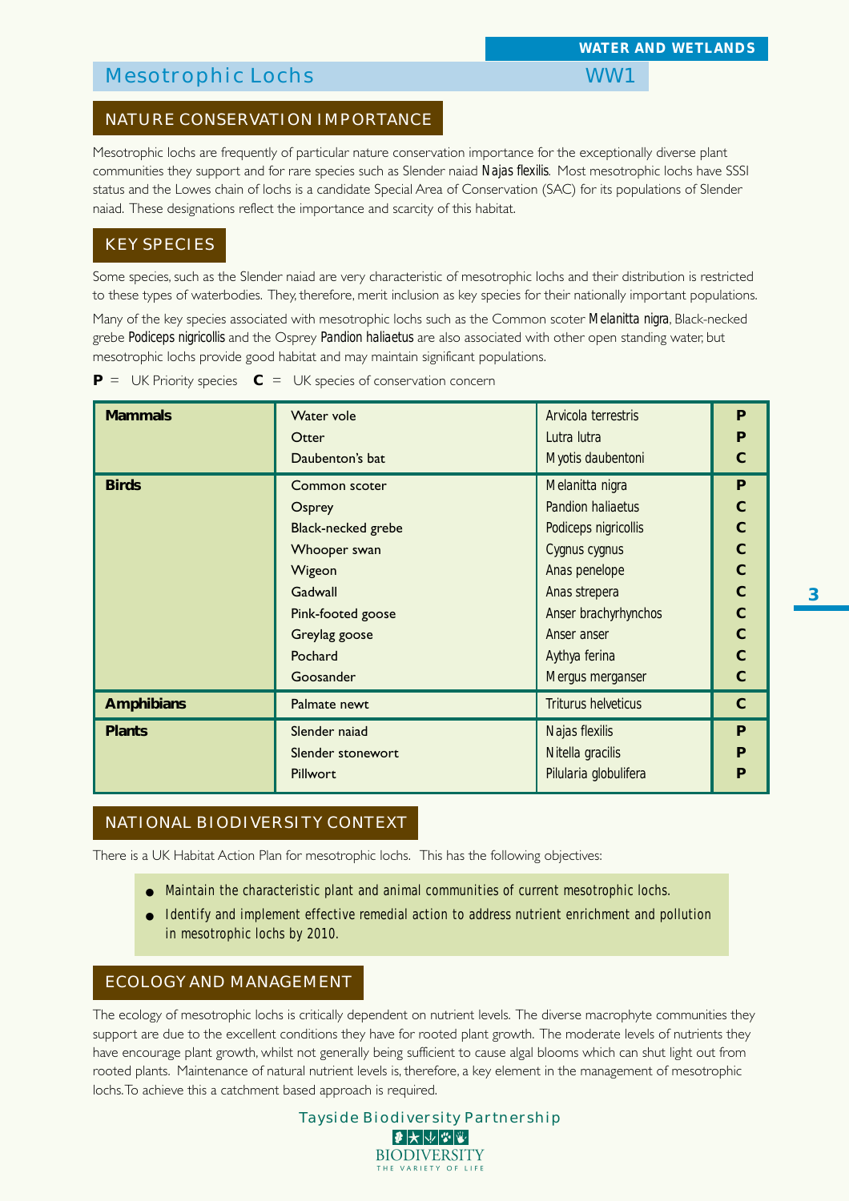WATER AND WETLANDS

# Mesotrophic Lochs WW1

## NATURE CONSERVATION IMPORTANCE

Mesotrophic lochs are frequently of particular nature conservation importance for the exceptionally diverse plant communities they support and for rare species such as Slender naiad *Najas flexilis*. Most mesotrophic lochs have SSSI status and the Lowes chain of lochs is a candidate Special Area of Conservation (SAC) for its populations of Slender naiad. These designations reflect the importance and scarcity of this habitat.

## KEY SPECIES

Some species, such as the Slender naiad are very characteristic of mesotrophic lochs and their distribution is restricted to these types of waterbodies. They, therefore, merit inclusion as key species for their nationally important populations.

Many of the key species associated with mesotrophic lochs such as the Common scoter *Melanitta nigra*, Black-necked grebe *Podiceps nigricollis* and the Osprey *Pandion haliaetus* are also associated with other open standing water, but mesotrophic lochs provide good habitat and may maintain significant populations.

**P** = UK Priority species **C** = UK species of conservation concern

| Group | Common name | Scientific name | Status |
|---|---|---|---|
| **Mammals** | Water vole | *Arvicola terrestris* | **P** |
| | Otter | *Lutra lutra* | **P** |
| | Daubenton's bat | *Myotis daubentoni* | **C** |
| **Birds** | Common scoter | *Melanitta nigra* | **P** |
| | Osprey | *Pandion haliaetus* | **C** |
| | Black-necked grebe | *Podiceps nigricollis* | **C** |
| | Whooper swan | *Cygnus cygnus* | **C** |
| | Wigeon | *Anas penelope* | **C** |
| | Gadwall | *Anas strepera* | **C** |
| | Pink-footed goose | *Anser brachyrhynchos* | **C** |
| | Greylag goose | *Anser anser* | **C** |
| | Pochard | *Aythya ferina* | **C** |
| | Goosander | *Mergus merganser* | **C** |
| **Amphibians** | Palmate newt | *Triturus helveticus* | **C** |
| **Plants** | Slender naiad | *Najas flexilis* | **P** |
| | Slender stonewort | *Nitella gracilis* | **P** |
| | Pillwort | *Pilularia globulifera* | **P** |

## NATIONAL BIODIVERSITY CONTEXT

There is a UK Habitat Action Plan for mesotrophic lochs. This has the following objectives:

- *Maintain the characteristic plant and animal communities of current mesotrophic lochs.*
- *Identify and implement effective remedial action to address nutrient enrichment and pollution in mesotrophic lochs by 2010.*

## ECOLOGY AND MANAGEMENT

The ecology of mesotrophic lochs is critically dependent on nutrient levels. The diverse macrophyte communities they support are due to the excellent conditions they have for rooted plant growth. The moderate levels of nutrients they have encourage plant growth, whilst not generally being sufficient to cause algal blooms which can shut light out from rooted plants. Maintenance of natural nutrient levels is, therefore, a key element in the management of mesotrophic lochs. To achieve this a catchment based approach is required.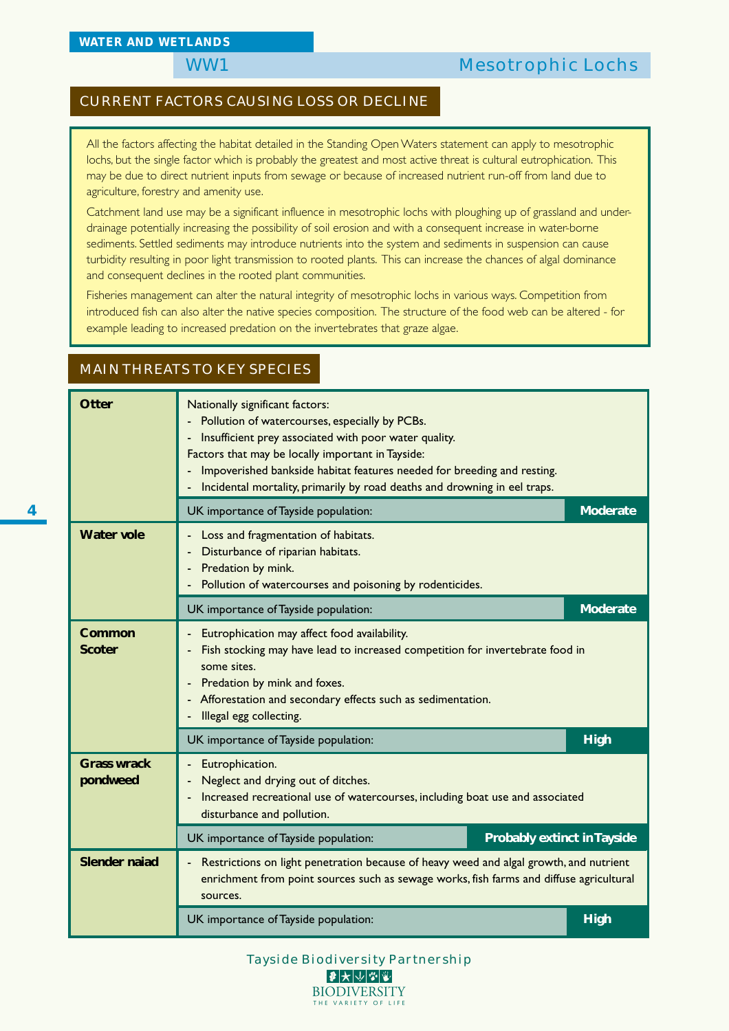## WATER AND WETLANDS

## WW1 Mesotrophic Lochs

### CURRENT FACTORS CAUSING LOSS OR DECLINE

All the factors affecting the habitat detailed in the Standing Open Waters statement can apply to mesotrophic lochs, but the single factor which is probably the greatest and most active threat is cultural eutrophication. This may be due to direct nutrient inputs from sewage or because of increased nutrient run-off from land due to agriculture, forestry and amenity use.

Catchment land use may be a significant influence in mesotrophic lochs with ploughing up of grassland and under-drainage potentially increasing the possibility of soil erosion and with a consequent increase in water-borne sediments. Settled sediments may introduce nutrients into the system and sediments in suspension can cause turbidity resulting in poor light transmission to rooted plants. This can increase the chances of algal dominance and consequent declines in the rooted plant communities.

Fisheries management can alter the natural integrity of mesotrophic lochs in various ways. Competition from introduced fish can also alter the native species composition. The structure of the food web can be altered - for example leading to increased predation on the invertebrates that graze algae.

### MAIN THREATS TO KEY SPECIES

**Otter**

Nationally significant factors:
- Pollution of watercourses, especially by PCBs.
- Insufficient prey associated with poor water quality.

Factors that may be locally important in Tayside:
- Impoverished bankside habitat features needed for breeding and resting.
- Incidental mortality, primarily by road deaths and drowning in eel traps.

UK importance of Tayside population: **Moderate**

**Water vole**

- Loss and fragmentation of habitats.
- Disturbance of riparian habitats.
- Predation by mink.
- Pollution of watercourses and poisoning by rodenticides.

UK importance of Tayside population: **Moderate**

**Common Scoter**

- Eutrophication may affect food availability.
- Fish stocking may have lead to increased competition for invertebrate food in some sites.
- Predation by mink and foxes.
- Afforestation and secondary effects such as sedimentation.
- Illegal egg collecting.

UK importance of Tayside population: **High**

**Grass wrack pondweed**

- Eutrophication.
- Neglect and drying out of ditches.
- Increased recreational use of watercourses, including boat use and associated disturbance and pollution.

UK importance of Tayside population: **Probably extinct in Tayside**

**Slender naiad**

- Restrictions on light penetration because of heavy weed and algal growth, and nutrient enrichment from point sources such as sewage works, fish farms and diffuse agricultural sources.

UK importance of Tayside population: **High**

Tayside Biodiversity Partnership

BIODIVERSITY
THE VARIETY OF LIFE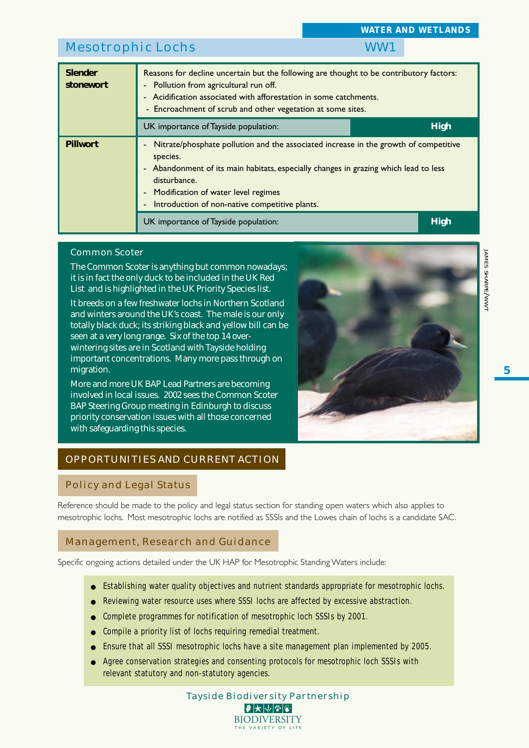## Mesotrophic Lochs — WW1

| | |
|---|---|
| **Slender stonewort** | Reasons for decline uncertain but the following are thought to be contributory factors:<br>- Pollution from agricultural run off.<br>- Acidification associated with afforestation in some catchments.<br>- Encroachment of scrub and other vegetation at some sites. |
| | UK importance of Tayside population: **High** |
| **Pillwort** | - Nitrate/phosphate pollution and the associated increase in the growth of competitive species.<br>- Abandonment of its main habitats, especially changes in grazing which lead to less disturbance.<br>- Modification of water level regimes<br>- Introduction of non-native competitive plants. |
| | UK importance of Tayside population: **High** |

### Common Scoter

The Common Scoter is anything but common nowadays; it is in fact the only duck to be included in the UK Red List and is highlighted in the UK Priority Species list.

It breeds on a few freshwater lochs in Northern Scotland and winters around the UK's coast. The male is our only totally black duck; its striking black and yellow bill can be seen at a very long range. Six of the top 14 over-wintering sites are in Scotland with Tayside holding important concentrations. Many more pass through on migration.

More and more UK BAP Lead Partners are becoming involved in local issues. 2002 sees the Common Scoter BAP Steering Group meeting in Edinburgh to discuss priority conservation issues with all those concerned with safeguarding this species.

JAMES SHARPE/WWT

## OPPORTUNITIES AND CURRENT ACTION

### Policy and Legal Status

Reference should be made to the policy and legal status section for standing open waters which also applies to mesotrophic lochs. Most mesotrophic lochs are notified as SSSIs and the Lowes chain of lochs is a candidate SAC.

### Management, Research and Guidance

Specific ongoing actions detailed under the UK HAP for Mesotrophic Standing Waters include:

- Establishing water quality objectives and nutrient standards appropriate for mesotrophic lochs.
- Reviewing water resource uses where SSSI lochs are affected by excessive abstraction.
- Complete programmes for notification of mesotrophic loch SSSIs by 2001.
- Compile a priority list of lochs requiring remedial treatment.
- Ensure that all SSSI mesotrophic lochs have a site management plan implemented by 2005.
- Agree conservation strategies and consenting protocols for mesotrophic loch SSSIs with relevant statutory and non-statutory agencies.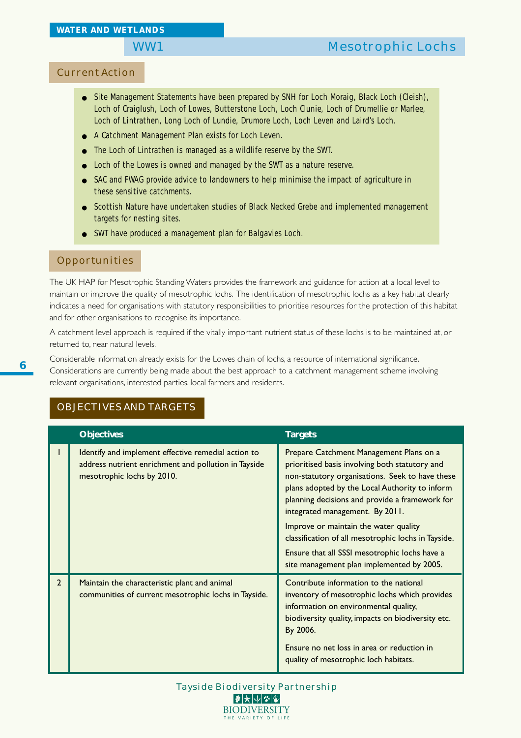WATER AND WETLANDS

# WW1 Mesotrophic Lochs

## Current Action

- Site Management Statements have been prepared by SNH for Loch Moraig, Black Loch (Cleish), Loch of Craiglush, Loch of Lowes, Butterstone Loch, Loch Clunie, Loch of Drumellie or Marlee, Loch of Lintrathen, Long Loch of Lundie, Drumore Loch, Loch Leven and Laird's Loch.
- A Catchment Management Plan exists for Loch Leven.
- The Loch of Lintrathen is managed as a wildlife reserve by the SWT.
- Loch of the Lowes is owned and managed by the SWT as a nature reserve.
- SAC and FWAG provide advice to landowners to help minimise the impact of agriculture in these sensitive catchments.
- Scottish Nature have undertaken studies of Black Necked Grebe and implemented management targets for nesting sites.
- SWT have produced a management plan for Balgavies Loch.

## Opportunities

The UK HAP for Mesotrophic Standing Waters provides the framework and guidance for action at a local level to maintain or improve the quality of mesotrophic lochs. The identification of mesotrophic lochs as a key habitat clearly indicates a need for organisations with statutory responsibilities to prioritise resources for the protection of this habitat and for other organisations to recognise its importance.

A catchment level approach is required if the vitally important nutrient status of these lochs is to be maintained at, or returned to, near natural levels.

Considerable information already exists for the Lowes chain of lochs, a resource of international significance. Considerations are currently being made about the best approach to a catchment management scheme involving relevant organisations, interested parties, local farmers and residents.

## OBJECTIVES AND TARGETS

| | Objectives | Targets |
|---|---|---|
| 1 | Identify and implement effective remedial action to address nutrient enrichment and pollution in Tayside mesotrophic lochs by 2010. | Prepare Catchment Management Plans on a prioritised basis involving both statutory and non-statutory organisations. Seek to have these plans adopted by the Local Authority to inform planning decisions and provide a framework for integrated management. By 2011.<br><br>Improve or maintain the water quality classification of all mesotrophic lochs in Tayside.<br><br>Ensure that all SSSI mesotrophic lochs have a site management plan implemented by 2005. |
| 2 | Maintain the characteristic plant and animal communities of current mesotrophic lochs in Tayside. | Contribute information to the national inventory of mesotrophic lochs which provides information on environmental quality, biodiversity quality, impacts on biodiversity etc. By 2006.<br><br>Ensure no net loss in area or reduction in quality of mesotrophic loch habitats. |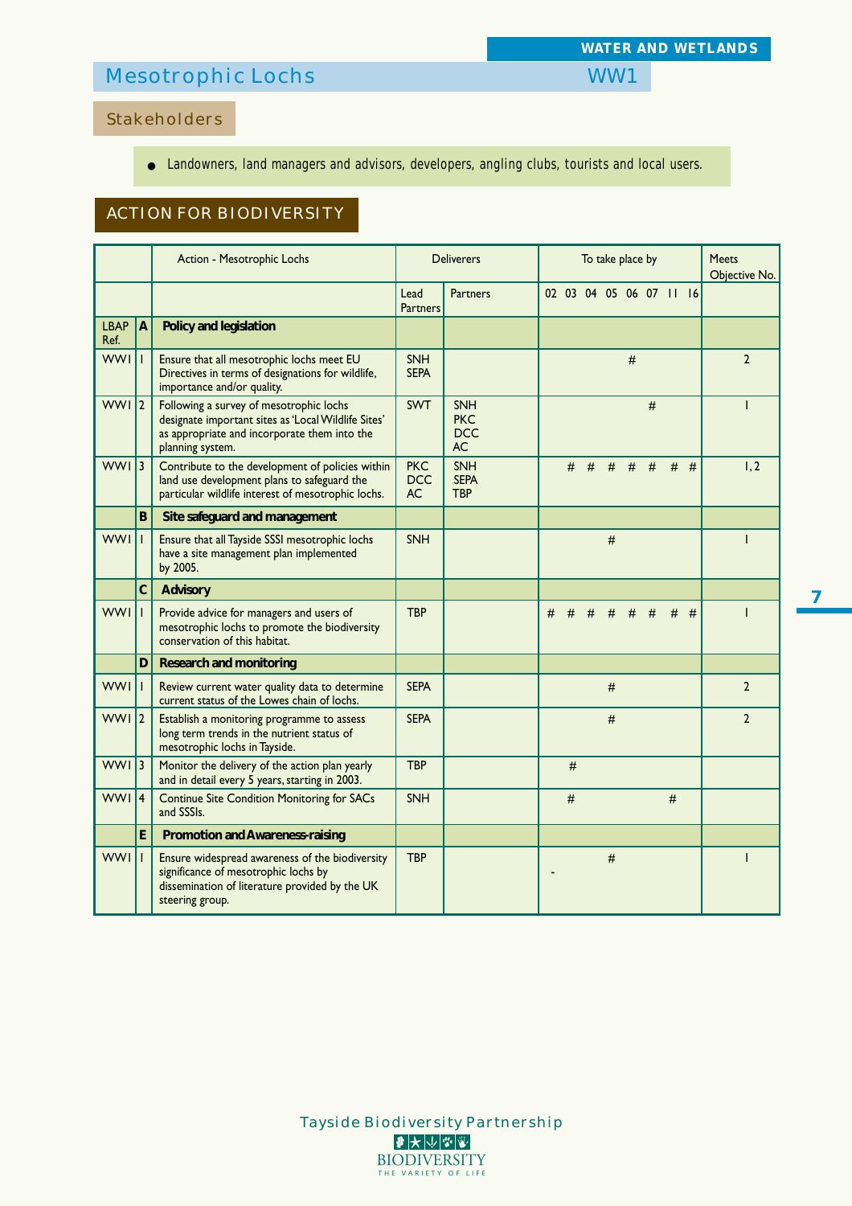## Mesotrophic Lochs WW1

### Stakeholders

- Landowners, land managers and advisors, developers, angling clubs, tourists and local users.

### ACTION FOR BIODIVERSITY

| | | Action - Mesotrophic Lochs | Deliverers | | To take place by | | | | | | | | Meets Objective No. |
|---|---|---|---|---|---|---|---|---|---|---|---|---|---|
| | | | Lead Partners | Partners | 02 | 03 | 04 | 05 | 06 | 07 | 11 | 16 | |
| LBAP Ref. | A | **Policy and legislation** | | | | | | | | | | | |
| WW1 | 1 | Ensure that all mesotrophic lochs meet EU Directives in terms of designations for wildlife, importance and/or quality. | SNH SEPA | | | | | | # | | | | 2 |
| WW1 | 2 | Following a survey of mesotrophic lochs designate important sites as 'Local Wildlife Sites' as appropriate and incorporate them into the planning system. | SWT | SNH PKC DCC AC | | | | | | # | | | 1 |
| WW1 | 3 | Contribute to the development of policies within land use development plans to safeguard the particular wildlife interest of mesotrophic lochs. | PKC DCC AC | SNH SEPA TBP | | # | # | # | # | # | # | # | 1, 2 |
| | B | **Site safeguard and management** | | | | | | | | | | | |
| WW1 | 1 | Ensure that all Tayside SSSI mesotrophic lochs have a site management plan implemented by 2005. | SNH | | | | | # | | | | | 1 |
| | C | **Advisory** | | | | | | | | | | | |
| WW1 | 1 | Provide advice for managers and users of mesotrophic lochs to promote the biodiversity conservation of this habitat. | TBP | | # | # | # | # | # | # | # | # | 1 |
| | D | **Research and monitoring** | | | | | | | | | | | |
| WW1 | 1 | Review current water quality data to determine current status of the Lowes chain of lochs. | SEPA | | | | | # | | | | | 2 |
| WW1 | 2 | Establish a monitoring programme to assess long term trends in the nutrient status of mesotrophic lochs in Tayside. | SEPA | | | | | # | | | | | 2 |
| WW1 | 3 | Monitor the delivery of the action plan yearly and in detail every 5 years, starting in 2003. | TBP | | | # | | | | | | | |
| WW1 | 4 | Continue Site Condition Monitoring for SACs and SSSIs. | SNH | | | # | | | | | # | | |
| | E | **Promotion and Awareness-raising** | | | | | | | | | | | |
| WW1 | 1 | Ensure widespread awareness of the biodiversity significance of mesotrophic lochs by dissemination of literature provided by the UK steering group. | TBP | | - | | | # | | | | | 1 |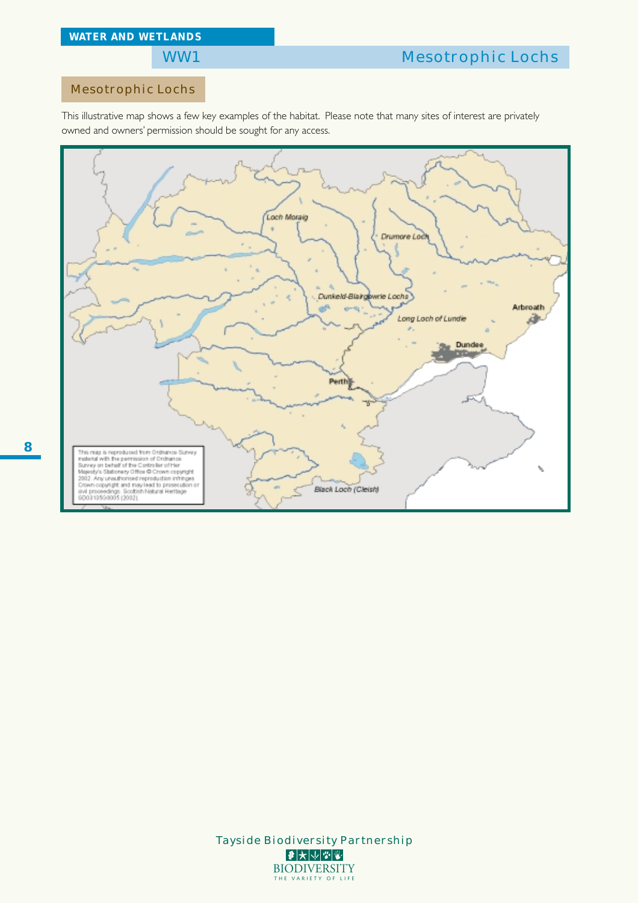WATER AND WETLANDS

WW1 Mesotrophic Lochs

## Mesotrophic Lochs

This illustrative map shows a few key examples of the habitat. Please note that many sites of interest are privately owned and owners' permission should be sought for any access.

Loch Moraig

Drumore Loch

Dunkeld-Blairgowrie Lochs

Long Loch of Lundie

Arbroath

Dundee

Perth

Black Loch (Cleish)

This map is reproduced from Ordnance Survey material with the permission of Ordnance Survey on behalf of the Controller of Her Majesty's Stationery Office © Crown copyright 2002. Any unauthorised reproduction infringes Crown copyright and may lead to prosecution or civil proceedings. Scottish Natural Heritage GD03135G0005 (2002).

Tayside Biodiversity Partnership

BIODIVERSITY

THE VARIETY OF LIFE